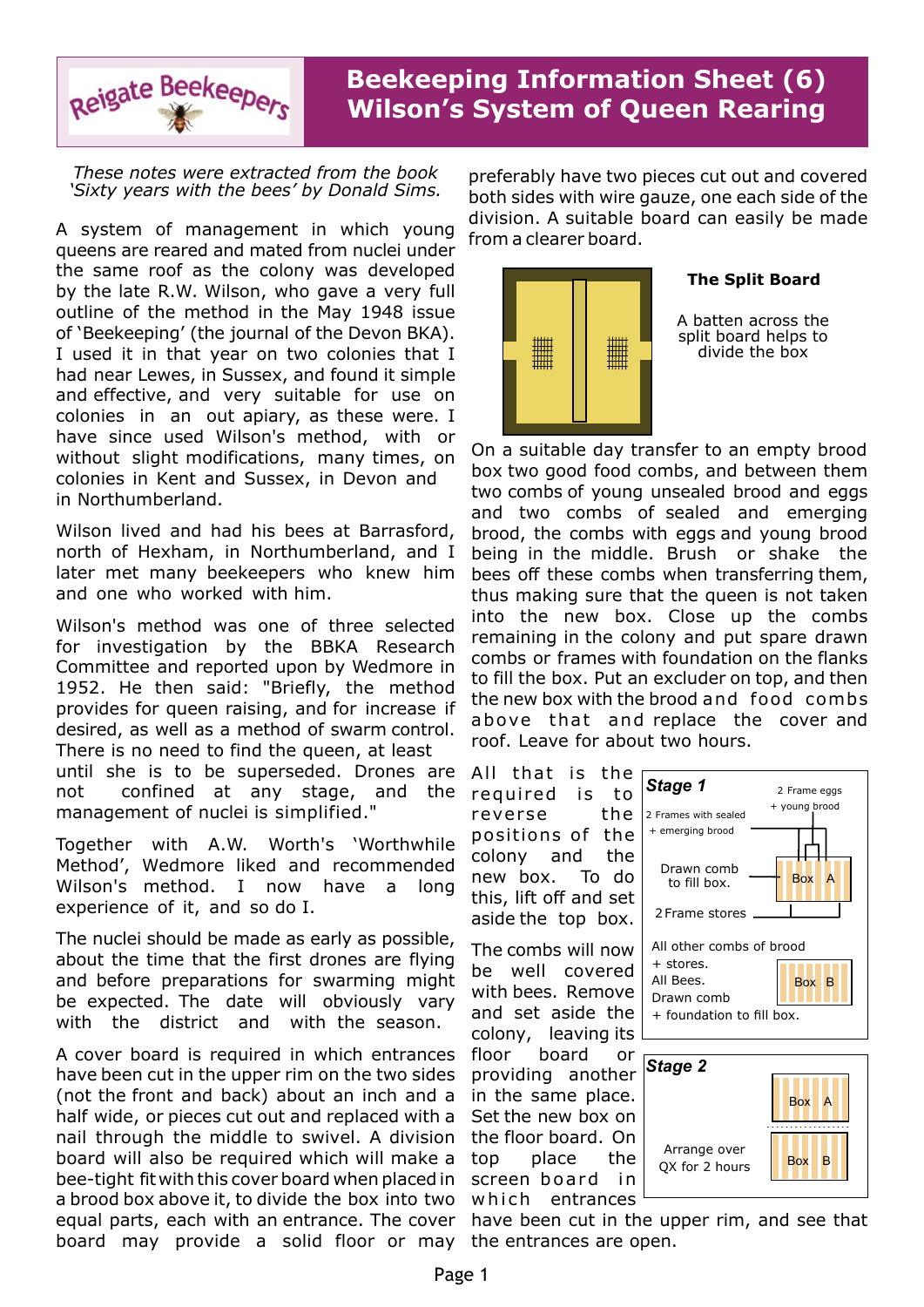# Beekeeping Information Sheet (6)
# Wilson's System of Queen Rearing

*These notes were extracted from the book 'Sixty years with the bees' by Donald Sims.*

A system of management in which young queens are reared and mated from nuclei under the same roof as the colony was developed by the late R.W. Wilson, who gave a very full outline of the method in the May 1948 issue of 'Beekeeping' (the journal of the Devon BKA). I used it in that year on two colonies that I had near Lewes, in Sussex, and found it simple and effective, and very suitable for use on colonies in an out apiary, as these were. I have since used Wilson's method, with or without slight modifications, many times, on colonies in Kent and Sussex, in Devon and in Northumberland.

Wilson lived and had his bees at Barrasford, north of Hexham, in Northumberland, and I later met many beekeepers who knew him and one who worked with him.

Wilson's method was one of three selected for investigation by the BBKA Research Committee and reported upon by Wedmore in 1952. He then said: "Briefly, the method provides for queen raising, and for increase if desired, as well as a method of swarm control. There is no need to find the queen, at least until she is to be superseded. Drones are not confined at any stage, and the management of nuclei is simplified."

Together with A.W. Worth's 'Worthwhile Method', Wedmore liked and recommended Wilson's method. I now have a long experience of it, and so do I.

The nuclei should be made as early as possible, about the time that the first drones are flying and before preparations for swarming might be expected. The date will obviously vary with the district and with the season.

A cover board is required in which entrances have been cut in the upper rim on the two sides (not the front and back) about an inch and a half wide, or pieces cut out and replaced with a nail through the middle to swivel. A division board will also be required which will make a bee-tight fit with this cover board when placed in a brood box above it, to divide the box into two equal parts, each with an entrance. The cover board may provide a solid floor or may preferably have two pieces cut out and covered both sides with wire gauze, one each side of the division. A suitable board can easily be made from a clearer board.

**The Split Board**

A batten across the split board helps to divide the box

On a suitable day transfer to an empty brood box two good food combs, and between them two combs of young unsealed brood and eggs and two combs of sealed and emerging brood, the combs with eggs and young brood being in the middle. Brush or shake the bees off these combs when transferring them, thus making sure that the queen is not taken into the new box. Close up the combs remaining in the colony and put spare drawn combs or frames with foundation on the flanks to fill the box. Put an excluder on top, and then the new box with the brood and food combs above that and replace the cover and roof. Leave for about two hours.

**Stage 1**

- Box A: 2 Frame eggs + young brood; 2 Frames with sealed + emerging brood; 2 Frame stores; Drawn comb to fill box.
- Box B: All other combs of brood + stores. All Bees. Drawn comb + foundation to fill box.

**Stage 2**

- Box A over Box B. Arrange over QX for 2 hours

All that is the required is to reverse the positions of the colony and the new box. To do this, lift off and set aside the top box.

The combs will now be well covered with bees. Remove and set aside the colony, leaving its floor board or providing another in the same place. Set the new box on the floor board. On top place the screen board in which entrances have been cut in the upper rim, and see that the entrances are open.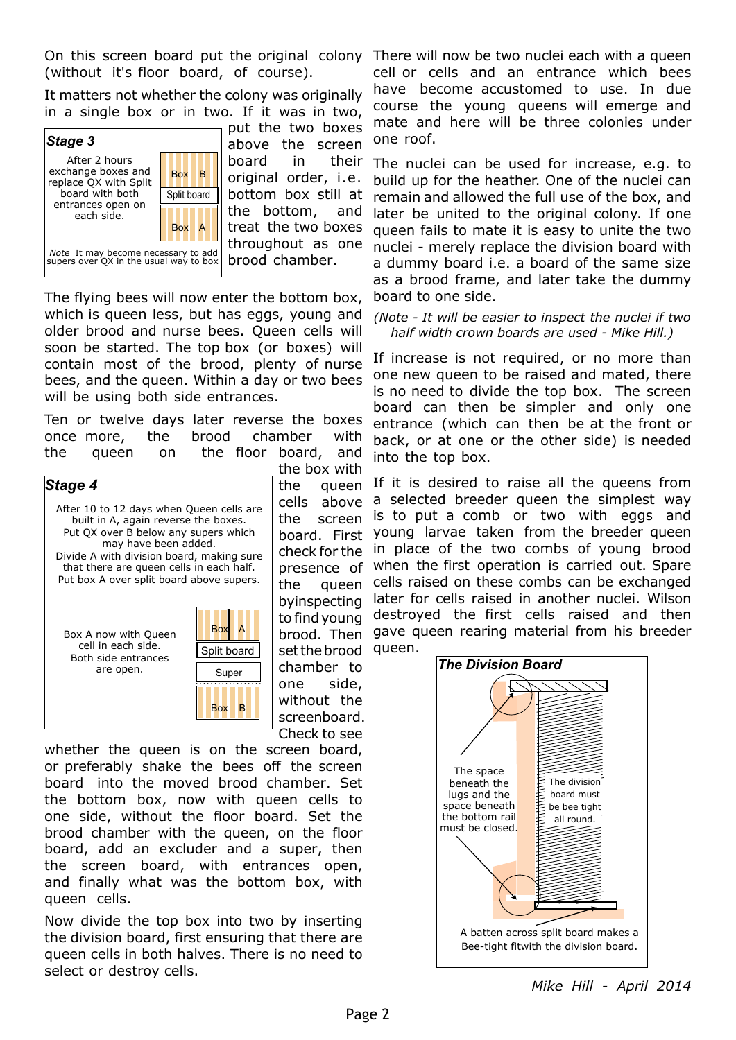On this screen board put the original colony (without it's floor board, of course).

It matters not whether the colony was originally in a single box or in two. If it was in two, put the two boxes above the screen board in their original order, i.e. bottom box still at the bottom, and treat the two boxes throughout as one brood chamber.

**Stage 3**

After 2 hours exchange boxes and replace QX with Split board with both entrances open on each side.

Box B
Split board
Box A

*Note* It may become necessary to add supers over QX in the usual way to box

The flying bees will now enter the bottom box, which is queen less, but has eggs, young and older brood and nurse bees. Queen cells will soon be started. The top box (or boxes) will contain most of the brood, plenty of nurse bees, and the queen. Within a day or two bees will be using both side entrances.

Ten or twelve days later reverse the boxes once more, the brood chamber with the queen on the floor board, and the box with the queen cells above the screen board. First check for the presence of the queen byinspecting to find young brood. Then set the brood chamber to one side, without the screenboard. Check to see whether the queen is on the screen board, or preferably shake the bees off the screen board into the moved brood chamber. Set the bottom box, now with queen cells to one side, without the floor board. Set the brood chamber with the queen, on the floor board, add an excluder and a super, then the screen board, with entrances open, and finally what was the bottom box, with queen cells.

**Stage 4**

After 10 to 12 days when Queen cells are built in A, again reverse the boxes.
Put QX over B below any supers which may have been added.
Divide A with division board, making sure that there are queen cells in each half.
Put box A over split board above supers.

Box A now with Queen cell in each side.
Both side entrances are open.

Box A
Split board
Super
Box B

Now divide the top box into two by inserting the division board, first ensuring that there are queen cells in both halves. There is no need to select or destroy cells.

There will now be two nuclei each with a queen cell or cells and an entrance which bees have become accustomed to use. In due course the young queens will emerge and mate and here will be three colonies under one roof.

The nuclei can be used for increase, e.g. to build up for the heather. One of the nuclei can remain and allowed the full use of the box, and later be united to the original colony. If one queen fails to mate it is easy to unite the two nuclei - merely replace the division board with a dummy board i.e. a board of the same size as a brood frame, and later take the dummy board to one side.

*(Note - It will be easier to inspect the nuclei if two half width crown boards are used - Mike Hill.)*

If increase is not required, or no more than one new queen to be raised and mated, there is no need to divide the top box. The screen board can then be simpler and only one entrance (which can then be at the front or back, or at one or the other side) is needed into the top box.

If it is desired to raise all the queens from a selected breeder queen the simplest way is to put a comb or two with eggs and young larvae taken from the breeder queen in place of the two combs of young brood when the first operation is carried out. Spare cells raised on these combs can be exchanged later for cells raised in another nuclei. Wilson destroyed the first cells raised and then gave queen rearing material from his breeder queen.

**The Division Board**

The space beneath the lugs and the space beneath the bottom rail must be closed.

The division board must be bee tight all round.

A batten across split board makes a Bee-tight fitwith the division board.

*Mike Hill - April 2014*